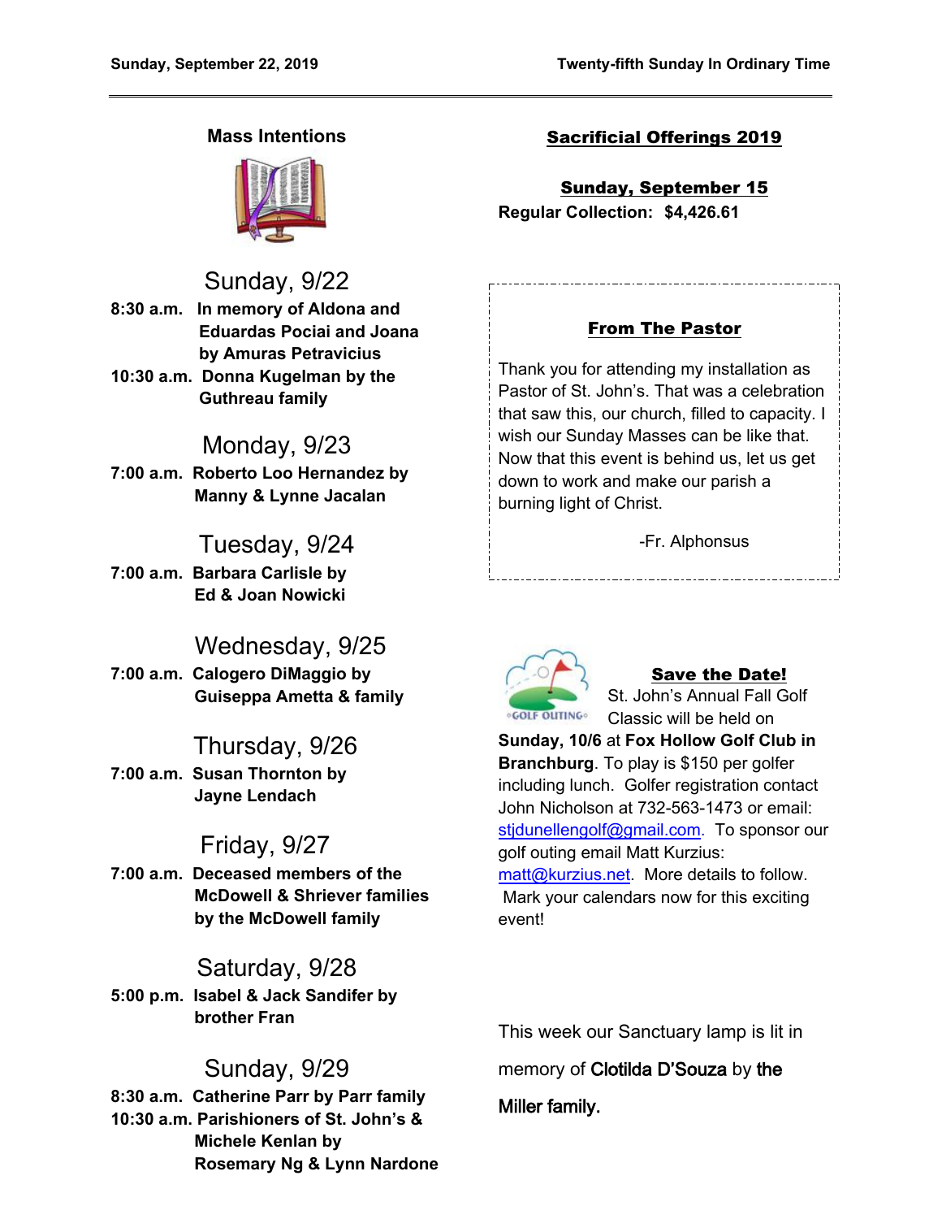Sunday, September 22, 2019 — Twenty-fifth Sunday In Ordinary Time

## Mass Intentions

### Sunday, 9/22

**8:30 a.m.** **In memory of Aldona and Eduardas Pociai and Joana by Amuras Petravicius**

**10:30 a.m.** **Donna Kugelman by the Guthreau family**

### Monday, 9/23

**7:00 a.m.** **Roberto Loo Hernandez by Manny & Lynne Jacalan**

### Tuesday, 9/24

**7:00 a.m.** **Barbara Carlisle by Ed & Joan Nowicki**

### Wednesday, 9/25

**7:00 a.m.** **Calogero DiMaggio by Guiseppa Ametta & family**

### Thursday, 9/26

**7:00 a.m.** **Susan Thornton by Jayne Lendach**

### Friday, 9/27

**7:00 a.m.** **Deceased members of the McDowell & Shriever families by the McDowell family**

### Saturday, 9/28

**5:00 p.m.** **Isabel & Jack Sandifer by brother Fran**

### Sunday, 9/29

**8:30 a.m.** **Catherine Parr by Parr family**

**10:30 a.m.** **Parishioners of St. John's & Michele Kenlan by Rosemary Ng & Lynn Nardone**

## Sacrificial Offerings 2019

**Sunday, September 15**

**Regular Collection: $4,426.61**

## From The Pastor

Thank you for attending my installation as Pastor of St. John's. That was a celebration that saw this, our church, filled to capacity. I wish our Sunday Masses can be like that. Now that this event is behind us, let us get down to work and make our parish a burning light of Christ.

-Fr. Alphonsus

## Save the Date!

St. John's Annual Fall Golf Classic will be held on **Sunday, 10/6** at **Fox Hollow Golf Club in Branchburg**. To play is $150 per golfer including lunch. Golfer registration contact John Nicholson at 732-563-1473 or email: stjdunellengolf@gmail.com. To sponsor our golf outing email Matt Kurzius: matt@kurzius.net. More details to follow. Mark your calendars now for this exciting event!

This week our Sanctuary lamp is lit in memory of **Clotilda D'Souza** by **the Miller family.**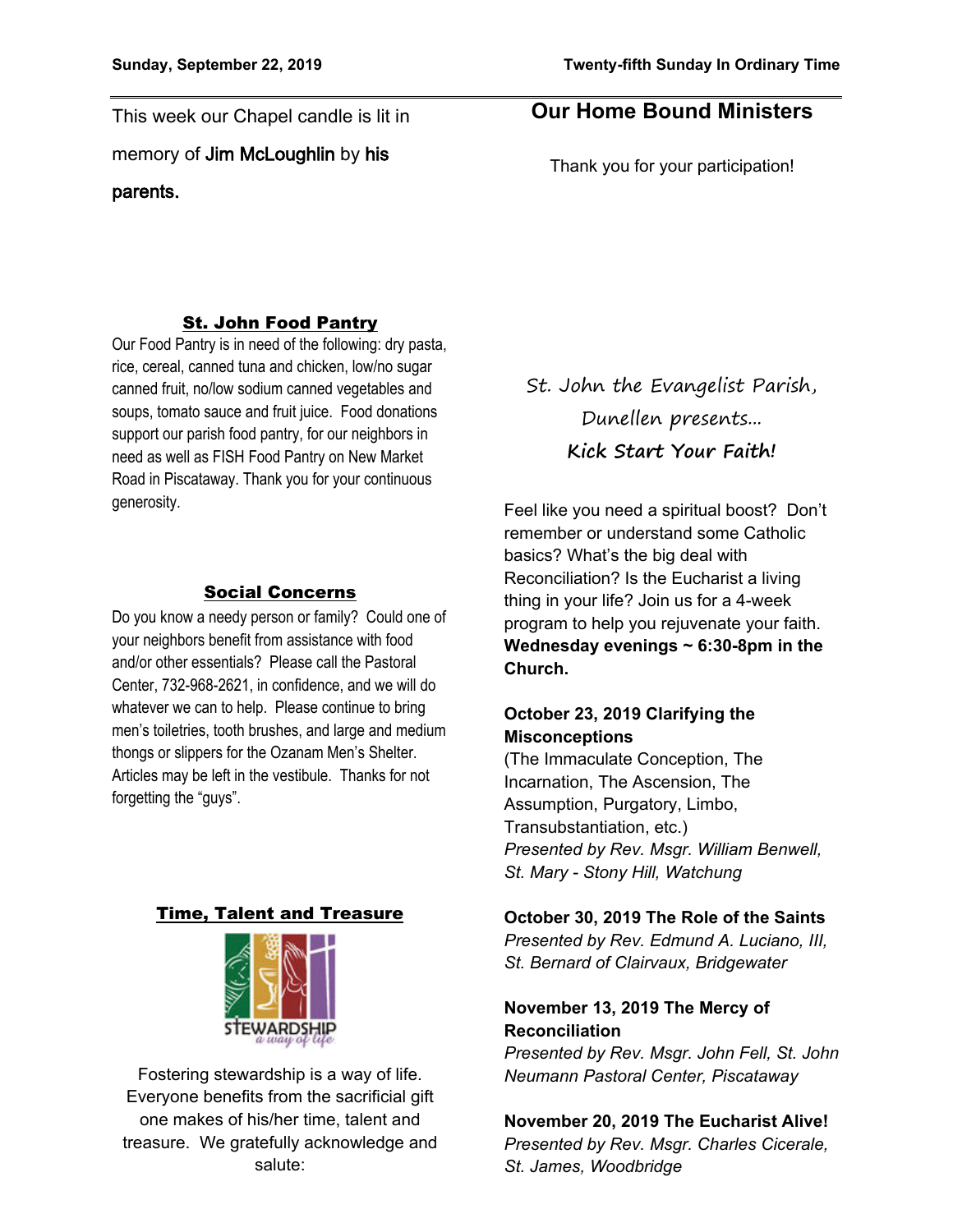This week our Chapel candle is lit in memory of Jim McLoughlin by **his parents.**

## St. John Food Pantry

Our Food Pantry is in need of the following: dry pasta, rice, cereal, canned tuna and chicken, low/no sugar canned fruit, no/low sodium canned vegetables and soups, tomato sauce and fruit juice. Food donations support our parish food pantry, for our neighbors in need as well as FISH Food Pantry on New Market Road in Piscataway. Thank you for your continuous generosity.

## Social Concerns

Do you know a needy person or family? Could one of your neighbors benefit from assistance with food and/or other essentials? Please call the Pastoral Center, 732-968-2621, in confidence, and we will do whatever we can to help. Please continue to bring men's toiletries, tooth brushes, and large and medium thongs or slippers for the Ozanam Men's Shelter. Articles may be left in the vestibule. Thanks for not forgetting the "guys".

## Time, Talent and Treasure

STEWARDSHIP *a way of life*

Fostering stewardship is a way of life. Everyone benefits from the sacrificial gift one makes of his/her time, talent and treasure. We gratefully acknowledge and salute:

## Our Home Bound Ministers

Thank you for your participation!

St. John the Evangelist Parish, Dunellen presents...

**Kick Start Your Faith!**

Feel like you need a spiritual boost? Don't remember or understand some Catholic basics? What's the big deal with Reconciliation? Is the Eucharist a living thing in your life? Join us for a 4-week program to help you rejuvenate your faith. **Wednesday evenings ~ 6:30-8pm in the Church.**

**October 23, 2019 Clarifying the Misconceptions**
(The Immaculate Conception, The Incarnation, The Ascension, The Assumption, Purgatory, Limbo, Transubstantiation, etc.)
*Presented by Rev. Msgr. William Benwell, St. Mary - Stony Hill, Watchung*

**October 30, 2019 The Role of the Saints**
*Presented by Rev. Edmund A. Luciano, III, St. Bernard of Clairvaux, Bridgewater*

**November 13, 2019 The Mercy of Reconciliation**
*Presented by Rev. Msgr. John Fell, St. John Neumann Pastoral Center, Piscataway*

**November 20, 2019 The Eucharist Alive!**
*Presented by Rev. Msgr. Charles Cicerale, St. James, Woodbridge*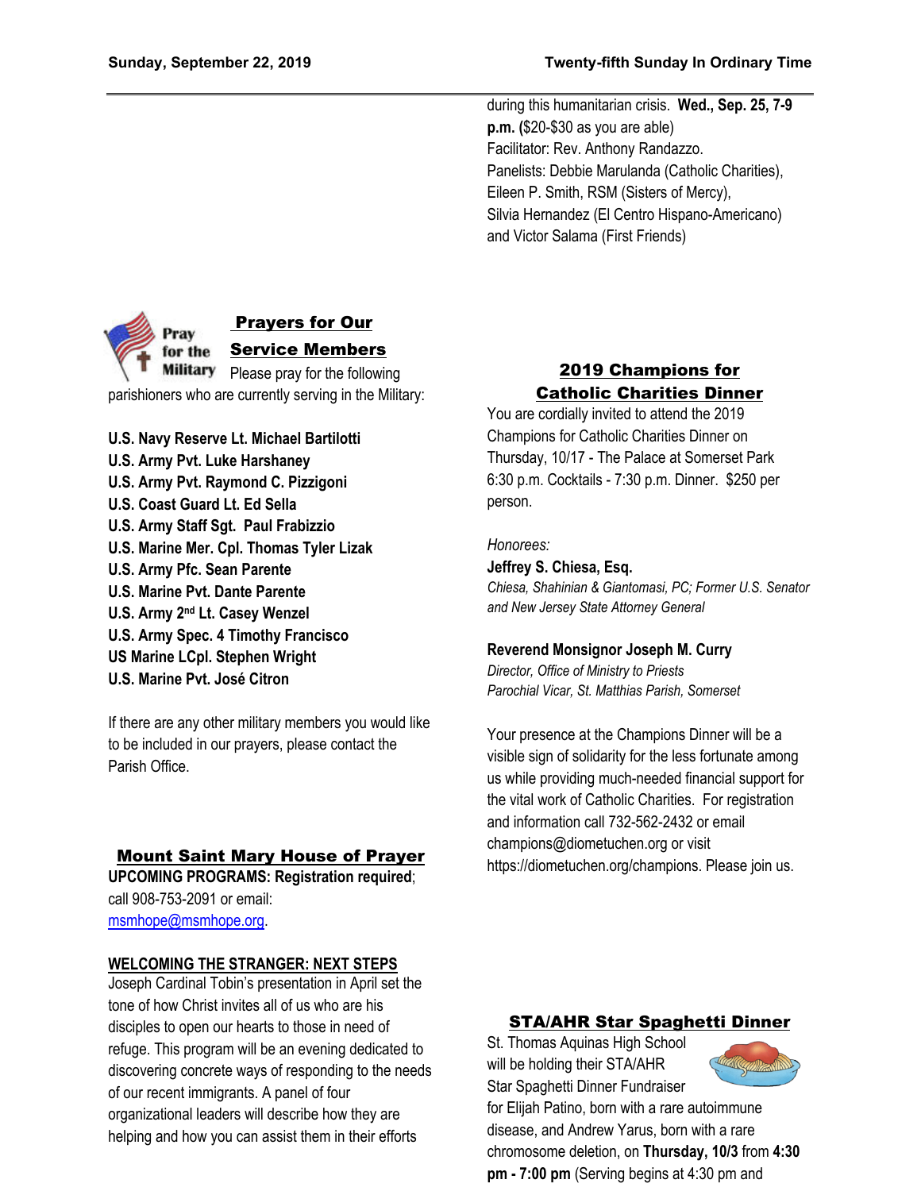during this humanitarian crisis. **Wed., Sep. 25, 7-9 p.m.** ($20-$30 as you are able)
Facilitator: Rev. Anthony Randazzo.
Panelists: Debbie Marulanda (Catholic Charities), Eileen P. Smith, RSM (Sisters of Mercy), Silvia Hernandez (El Centro Hispano-Americano) and Victor Salama (First Friends)

## Prayers for Our Service Members

Please pray for the following parishioners who are currently serving in the Military:

**U.S. Navy Reserve Lt. Michael Bartilotti**
**U.S. Army Pvt. Luke Harshaney**
**U.S. Army Pvt. Raymond C. Pizzigoni**
**U.S. Coast Guard Lt. Ed Sella**
**U.S. Army Staff Sgt. Paul Frabizzio**
**U.S. Marine Mer. Cpl. Thomas Tyler Lizak**
**U.S. Army Pfc. Sean Parente**
**U.S. Marine Pvt. Dante Parente**
**U.S. Army 2nd Lt. Casey Wenzel**
**U.S. Army Spec. 4 Timothy Francisco**
**US Marine LCpl. Stephen Wright**
**U.S. Marine Pvt. José Citron**

If there are any other military members you would like to be included in our prayers, please contact the Parish Office.

## Mount Saint Mary House of Prayer

**UPCOMING PROGRAMS: Registration required**; call 908-753-2091 or email: msmhope@msmhope.org.

**WELCOMING THE STRANGER: NEXT STEPS**

Joseph Cardinal Tobin's presentation in April set the tone of how Christ invites all of us who are his disciples to open our hearts to those in need of refuge. This program will be an evening dedicated to discovering concrete ways of responding to the needs of our recent immigrants. A panel of four organizational leaders will describe how they are helping and how you can assist them in their efforts

## 2019 Champions for Catholic Charities Dinner

You are cordially invited to attend the 2019 Champions for Catholic Charities Dinner on Thursday, 10/17 - The Palace at Somerset Park 6:30 p.m. Cocktails - 7:30 p.m. Dinner. $250 per person.

*Honorees:*

**Jeffrey S. Chiesa, Esq.**
*Chiesa, Shahinian & Giantomasi, PC; Former U.S. Senator and New Jersey State Attorney General*

**Reverend Monsignor Joseph M. Curry**
*Director, Office of Ministry to Priests*
*Parochial Vicar, St. Matthias Parish, Somerset*

Your presence at the Champions Dinner will be a visible sign of solidarity for the less fortunate among us while providing much-needed financial support for the vital work of Catholic Charities. For registration and information call 732-562-2432 or email champions@diometuchen.org or visit https://diometuchen.org/champions. Please join us.

## STA/AHR Star Spaghetti Dinner

St. Thomas Aquinas High School will be holding their STA/AHR Star Spaghetti Dinner Fundraiser for Elijah Patino, born with a rare autoimmune disease, and Andrew Yarus, born with a rare chromosome deletion, on **Thursday, 10/3** from **4:30 pm - 7:00 pm** (Serving begins at 4:30 pm and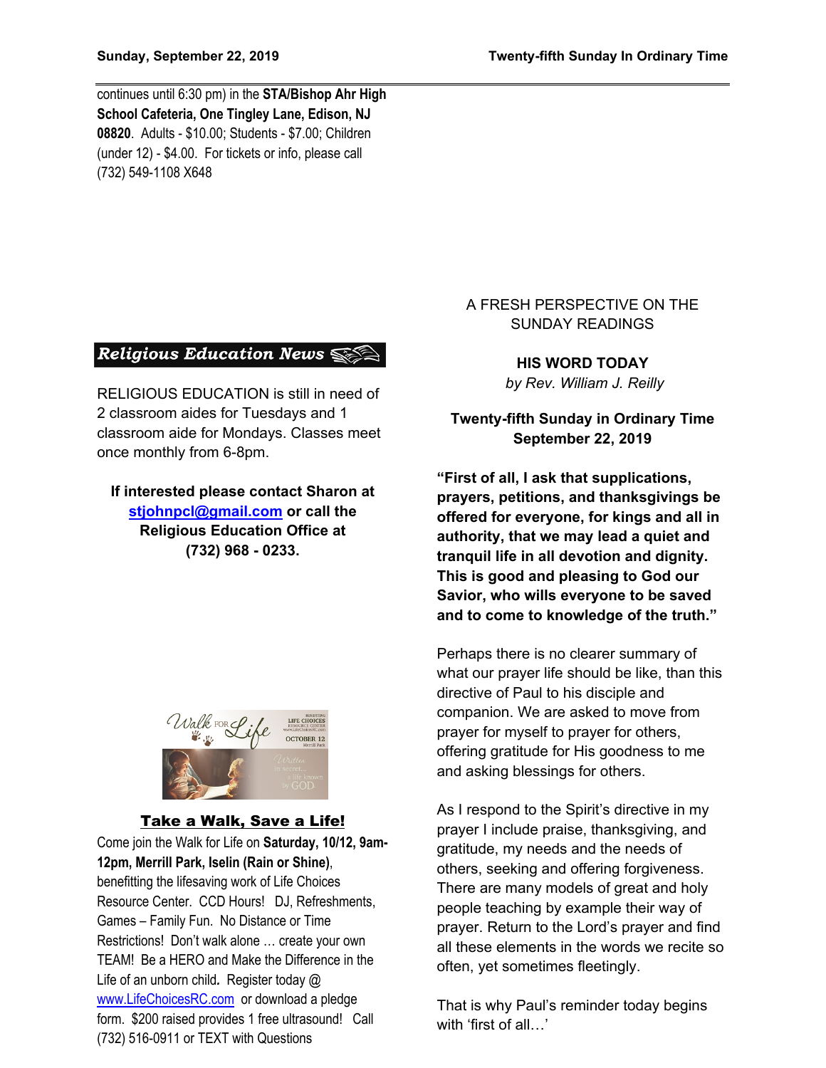continues until 6:30 pm) in the **STA/Bishop Ahr High School Cafeteria, One Tingley Lane, Edison, NJ 08820**. Adults - $10.00; Students - $7.00; Children (under 12) - $4.00. For tickets or info, please call (732) 549-1108 X648

## Religious Education News

RELIGIOUS EDUCATION is still in need of 2 classroom aides for Tuesdays and 1 classroom aide for Mondays. Classes meet once monthly from 6-8pm.

**If interested please contact Sharon at stjohnpcl@gmail.com or call the Religious Education Office at (732) 968 - 0233.**

## Take a Walk, Save a Life!

Come join the Walk for Life on **Saturday, 10/12, 9am-12pm, Merrill Park, Iselin (Rain or Shine)**, benefitting the lifesaving work of Life Choices Resource Center. CCD Hours! DJ, Refreshments, Games – Family Fun. No Distance or Time Restrictions! Don't walk alone … create your own TEAM! Be a HERO and Make the Difference in the Life of an unborn child**.** Register today @ www.LifeChoicesRC.com or download a pledge form. $200 raised provides 1 free ultrasound! Call (732) 516-0911 or TEXT with Questions

A FRESH PERSPECTIVE ON THE SUNDAY READINGS

**HIS WORD TODAY**
*by Rev. William J. Reilly*

**Twenty-fifth Sunday in Ordinary Time**
**September 22, 2019**

**"First of all, I ask that supplications, prayers, petitions, and thanksgivings be offered for everyone, for kings and all in authority, that we may lead a quiet and tranquil life in all devotion and dignity. This is good and pleasing to God our Savior, who wills everyone to be saved and to come to knowledge of the truth."**

Perhaps there is no clearer summary of what our prayer life should be like, than this directive of Paul to his disciple and companion. We are asked to move from prayer for myself to prayer for others, offering gratitude for His goodness to me and asking blessings for others.

As I respond to the Spirit's directive in my prayer I include praise, thanksgiving, and gratitude, my needs and the needs of others, seeking and offering forgiveness. There are many models of great and holy people teaching by example their way of prayer. Return to the Lord's prayer and find all these elements in the words we recite so often, yet sometimes fleetingly.

That is why Paul's reminder today begins with 'first of all…'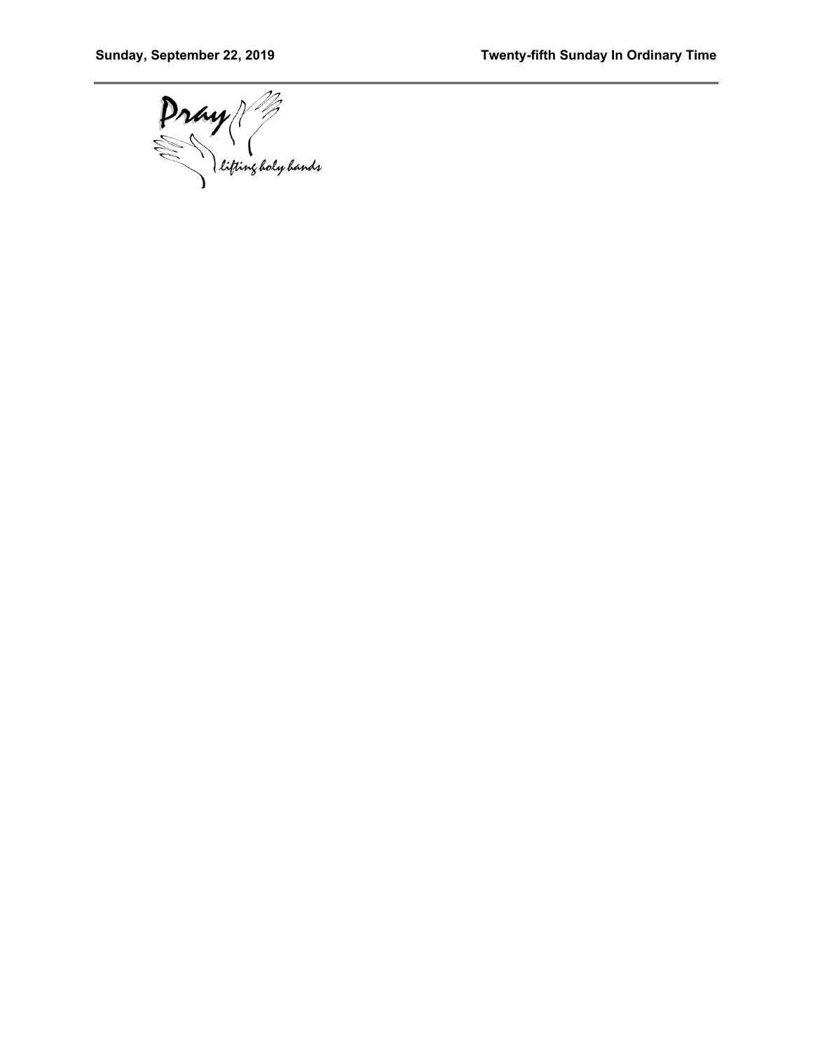**Pray**

*lifting holy hands*